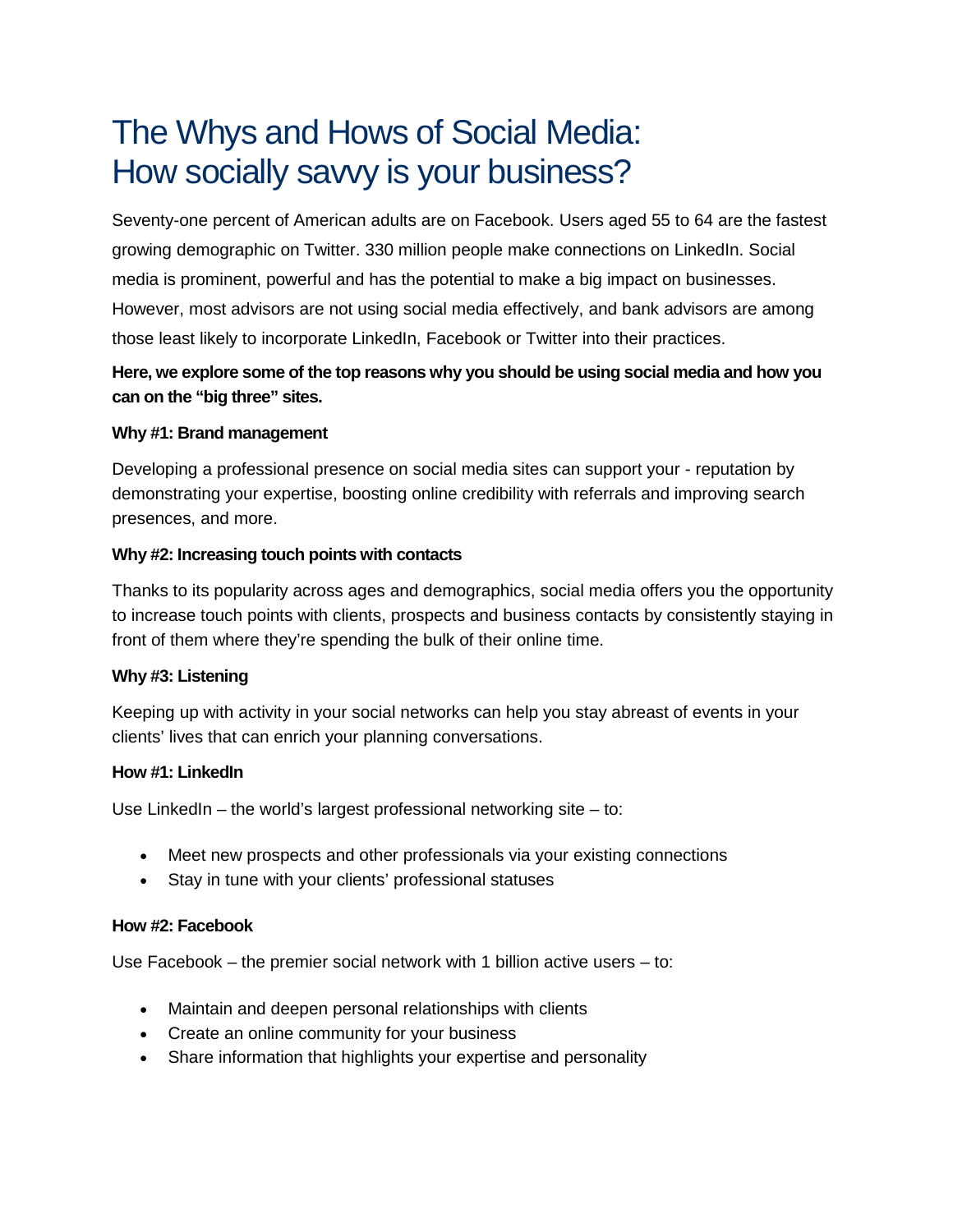# The Whys and Hows of Social Media: How socially savvy is your business?

Seventy-one percent of American adults are on Facebook. Users aged 55 to 64 are the fastest growing demographic on Twitter. 330 million people make connections on LinkedIn. Social media is prominent, powerful and has the potential to make a big impact on businesses. However, most advisors are not using social media effectively, and bank advisors are among those least likely to incorporate LinkedIn, Facebook or Twitter into their practices.

**Here, we explore some of the top reasons why you should be using social media and how you can on the "big three" sites.**

**Why #1: Brand management**

Developing a professional presence on social media sites can support your - reputation by demonstrating your expertise, boosting online credibility with referrals and improving search presences, and more.

**Why #2: Increasing touch points with contacts**

Thanks to its popularity across ages and demographics, social media offers you the opportunity to increase touch points with clients, prospects and business contacts by consistently staying in front of them where they're spending the bulk of their online time.

**Why #3: Listening**

Keeping up with activity in your social networks can help you stay abreast of events in your clients' lives that can enrich your planning conversations.

**How #1: LinkedIn**

Use LinkedIn – the world's largest professional networking site – to:

- Meet new prospects and other professionals via your existing connections
- Stay in tune with your clients' professional statuses

**How #2: Facebook**

Use Facebook – the premier social network with 1 billion active users – to:

- Maintain and deepen personal relationships with clients
- Create an online community for your business
- Share information that highlights your expertise and personality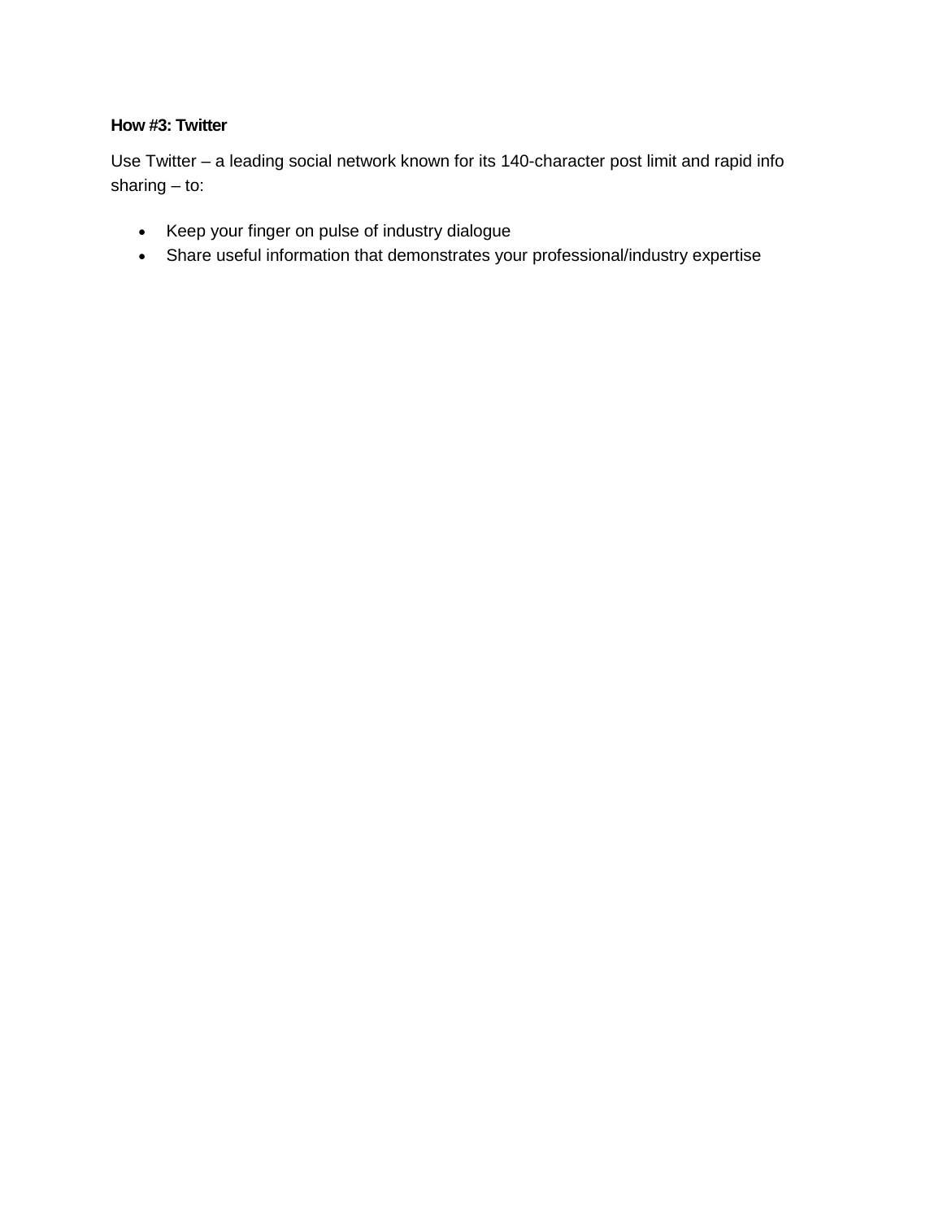**How #3: Twitter**

Use Twitter – a leading social network known for its 140-character post limit and rapid info sharing – to:

- Keep your finger on pulse of industry dialogue
- Share useful information that demonstrates your professional/industry expertise